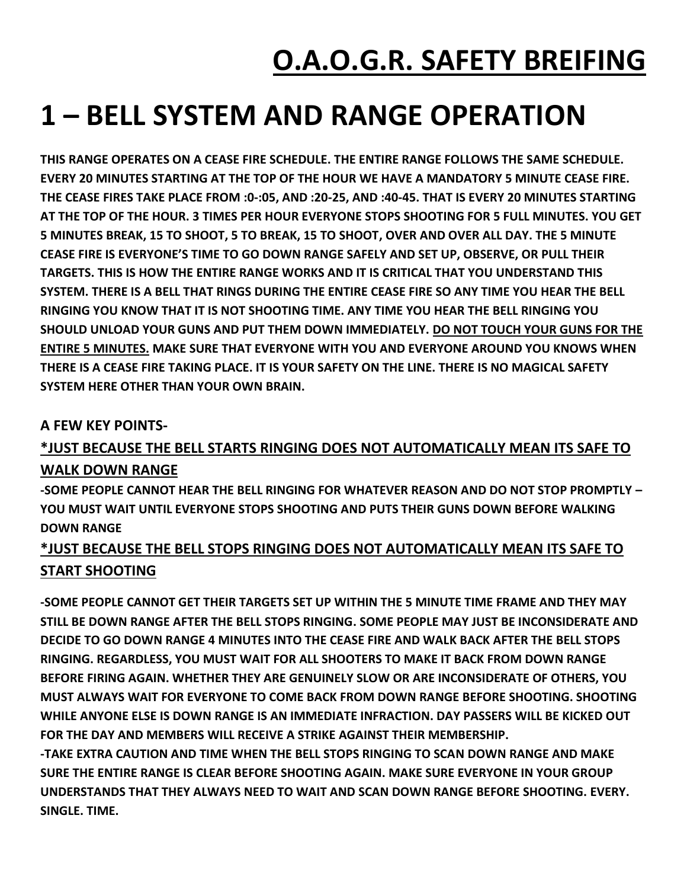# O.A.O.G.R. SAFETY BREIFING

# 1 – BELL SYSTEM AND RANGE OPERATION

**THIS RANGE OPERATES ON A CEASE FIRE SCHEDULE. THE ENTIRE RANGE FOLLOWS THE SAME SCHEDULE. EVERY 20 MINUTES STARTING AT THE TOP OF THE HOUR WE HAVE A MANDATORY 5 MINUTE CEASE FIRE. THE CEASE FIRES TAKE PLACE FROM :0-:05, AND :20-25, AND :40-45. THAT IS EVERY 20 MINUTES STARTING AT THE TOP OF THE HOUR. 3 TIMES PER HOUR EVERYONE STOPS SHOOTING FOR 5 FULL MINUTES. YOU GET 5 MINUTES BREAK, 15 TO SHOOT, 5 TO BREAK, 15 TO SHOOT, OVER AND OVER ALL DAY. THE 5 MINUTE CEASE FIRE IS EVERYONE'S TIME TO GO DOWN RANGE SAFELY AND SET UP, OBSERVE, OR PULL THEIR TARGETS. THIS IS HOW THE ENTIRE RANGE WORKS AND IT IS CRITICAL THAT YOU UNDERSTAND THIS SYSTEM. THERE IS A BELL THAT RINGS DURING THE ENTIRE CEASE FIRE SO ANY TIME YOU HEAR THE BELL RINGING YOU KNOW THAT IT IS NOT SHOOTING TIME. ANY TIME YOU HEAR THE BELL RINGING YOU SHOULD UNLOAD YOUR GUNS AND PUT THEM DOWN IMMEDIATELY. <u>DO NOT TOUCH YOUR GUNS FOR THE ENTIRE 5 MINUTES.</u> MAKE SURE THAT EVERYONE WITH YOU AND EVERYONE AROUND YOU KNOWS WHEN THERE IS A CEASE FIRE TAKING PLACE. IT IS YOUR SAFETY ON THE LINE. THERE IS NO MAGICAL SAFETY SYSTEM HERE OTHER THAN YOUR OWN BRAIN.**

### A FEW KEY POINTS-

### <u>*JUST BECAUSE THE BELL STARTS RINGING DOES NOT AUTOMATICALLY MEAN ITS SAFE TO WALK DOWN RANGE</u>

**-SOME PEOPLE CANNOT HEAR THE BELL RINGING FOR WHATEVER REASON AND DO NOT STOP PROMPTLY – YOU MUST WAIT UNTIL EVERYONE STOPS SHOOTING AND PUTS THEIR GUNS DOWN BEFORE WALKING DOWN RANGE**

### <u>*JUST BECAUSE THE BELL STOPS RINGING DOES NOT AUTOMATICALLY MEAN ITS SAFE TO START SHOOTING</u>

**-SOME PEOPLE CANNOT GET THEIR TARGETS SET UP WITHIN THE 5 MINUTE TIME FRAME AND THEY MAY STILL BE DOWN RANGE AFTER THE BELL STOPS RINGING. SOME PEOPLE MAY JUST BE INCONSIDERATE AND DECIDE TO GO DOWN RANGE 4 MINUTES INTO THE CEASE FIRE AND WALK BACK AFTER THE BELL STOPS RINGING. REGARDLESS, YOU MUST WAIT FOR ALL SHOOTERS TO MAKE IT BACK FROM DOWN RANGE BEFORE FIRING AGAIN. WHETHER THEY ARE GENUINELY SLOW OR ARE INCONSIDERATE OF OTHERS, YOU MUST ALWAYS WAIT FOR EVERYONE TO COME BACK FROM DOWN RANGE BEFORE SHOOTING. SHOOTING WHILE ANYONE ELSE IS DOWN RANGE IS AN IMMEDIATE INFRACTION. DAY PASSERS WILL BE KICKED OUT FOR THE DAY AND MEMBERS WILL RECEIVE A STRIKE AGAINST THEIR MEMBERSHIP.**

**-TAKE EXTRA CAUTION AND TIME WHEN THE BELL STOPS RINGING TO SCAN DOWN RANGE AND MAKE SURE THE ENTIRE RANGE IS CLEAR BEFORE SHOOTING AGAIN. MAKE SURE EVERYONE IN YOUR GROUP UNDERSTANDS THAT THEY ALWAYS NEED TO WAIT AND SCAN DOWN RANGE BEFORE SHOOTING. EVERY. SINGLE. TIME.**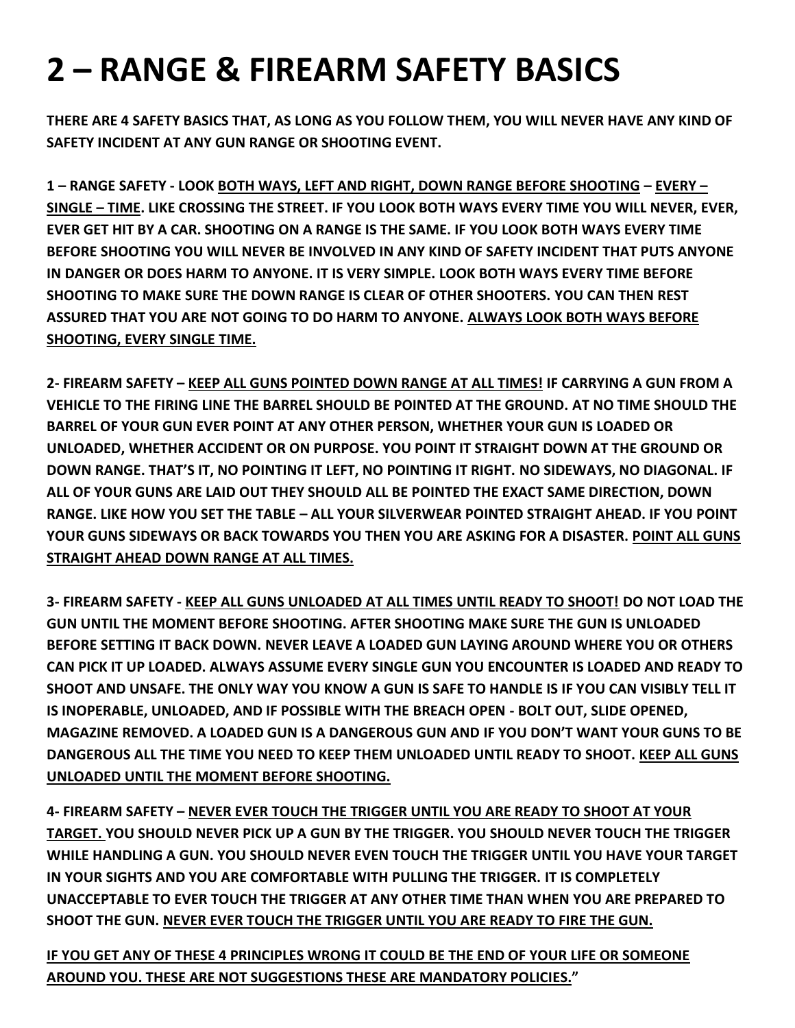# 2 – RANGE & FIREARM SAFETY BASICS

**THERE ARE 4 SAFETY BASICS THAT, AS LONG AS YOU FOLLOW THEM, YOU WILL NEVER HAVE ANY KIND OF SAFETY INCIDENT AT ANY GUN RANGE OR SHOOTING EVENT.**

**1 – RANGE SAFETY - LOOK <u>BOTH WAYS, LEFT AND RIGHT, DOWN RANGE BEFORE SHOOTING</u> – <u>EVERY – SINGLE – TIME</u>. LIKE CROSSING THE STREET. IF YOU LOOK BOTH WAYS EVERY TIME YOU WILL NEVER, EVER, EVER GET HIT BY A CAR. SHOOTING ON A RANGE IS THE SAME. IF YOU LOOK BOTH WAYS EVERY TIME BEFORE SHOOTING YOU WILL NEVER BE INVOLVED IN ANY KIND OF SAFETY INCIDENT THAT PUTS ANYONE IN DANGER OR DOES HARM TO ANYONE. IT IS VERY SIMPLE. LOOK BOTH WAYS EVERY TIME BEFORE SHOOTING TO MAKE SURE THE DOWN RANGE IS CLEAR OF OTHER SHOOTERS. YOU CAN THEN REST ASSURED THAT YOU ARE NOT GOING TO DO HARM TO ANYONE. <u>ALWAYS LOOK BOTH WAYS BEFORE SHOOTING, EVERY SINGLE TIME.</u>**

**2- FIREARM SAFETY – <u>KEEP ALL GUNS POINTED DOWN RANGE AT ALL TIMES!</u> IF CARRYING A GUN FROM A VEHICLE TO THE FIRING LINE THE BARREL SHOULD BE POINTED AT THE GROUND. AT NO TIME SHOULD THE BARREL OF YOUR GUN EVER POINT AT ANY OTHER PERSON, WHETHER YOUR GUN IS LOADED OR UNLOADED, WHETHER ACCIDENT OR ON PURPOSE. YOU POINT IT STRAIGHT DOWN AT THE GROUND OR DOWN RANGE. THAT'S IT, NO POINTING IT LEFT, NO POINTING IT RIGHT. NO SIDEWAYS, NO DIAGONAL. IF ALL OF YOUR GUNS ARE LAID OUT THEY SHOULD ALL BE POINTED THE EXACT SAME DIRECTION, DOWN RANGE. LIKE HOW YOU SET THE TABLE – ALL YOUR SILVERWEAR POINTED STRAIGHT AHEAD. IF YOU POINT YOUR GUNS SIDEWAYS OR BACK TOWARDS YOU THEN YOU ARE ASKING FOR A DISASTER. <u>POINT ALL GUNS STRAIGHT AHEAD DOWN RANGE AT ALL TIMES.</u>**

**3- FIREARM SAFETY - <u>KEEP ALL GUNS UNLOADED AT ALL TIMES UNTIL READY TO SHOOT!</u> DO NOT LOAD THE GUN UNTIL THE MOMENT BEFORE SHOOTING. AFTER SHOOTING MAKE SURE THE GUN IS UNLOADED BEFORE SETTING IT BACK DOWN. NEVER LEAVE A LOADED GUN LAYING AROUND WHERE YOU OR OTHERS CAN PICK IT UP LOADED. ALWAYS ASSUME EVERY SINGLE GUN YOU ENCOUNTER IS LOADED AND READY TO SHOOT AND UNSAFE. THE ONLY WAY YOU KNOW A GUN IS SAFE TO HANDLE IS IF YOU CAN VISIBLY TELL IT IS INOPERABLE, UNLOADED, AND IF POSSIBLE WITH THE BREACH OPEN - BOLT OUT, SLIDE OPENED, MAGAZINE REMOVED. A LOADED GUN IS A DANGEROUS GUN AND IF YOU DON'T WANT YOUR GUNS TO BE DANGEROUS ALL THE TIME YOU NEED TO KEEP THEM UNLOADED UNTIL READY TO SHOOT. <u>KEEP ALL GUNS UNLOADED UNTIL THE MOMENT BEFORE SHOOTING.</u>**

**4- FIREARM SAFETY – <u>NEVER EVER TOUCH THE TRIGGER UNTIL YOU ARE READY TO SHOOT AT YOUR TARGET.</u> YOU SHOULD NEVER PICK UP A GUN BY THE TRIGGER. YOU SHOULD NEVER TOUCH THE TRIGGER WHILE HANDLING A GUN. YOU SHOULD NEVER EVEN TOUCH THE TRIGGER UNTIL YOU HAVE YOUR TARGET IN YOUR SIGHTS AND YOU ARE COMFORTABLE WITH PULLING THE TRIGGER. IT IS COMPLETELY UNACCEPTABLE TO EVER TOUCH THE TRIGGER AT ANY OTHER TIME THAN WHEN YOU ARE PREPARED TO SHOOT THE GUN. <u>NEVER EVER TOUCH THE TRIGGER UNTIL YOU ARE READY TO FIRE THE GUN.</u>**

**<u>IF YOU GET ANY OF THESE 4 PRINCIPLES WRONG IT COULD BE THE END OF YOUR LIFE OR SOMEONE AROUND YOU. THESE ARE NOT SUGGESTIONS THESE ARE MANDATORY POLICIES.</u>"**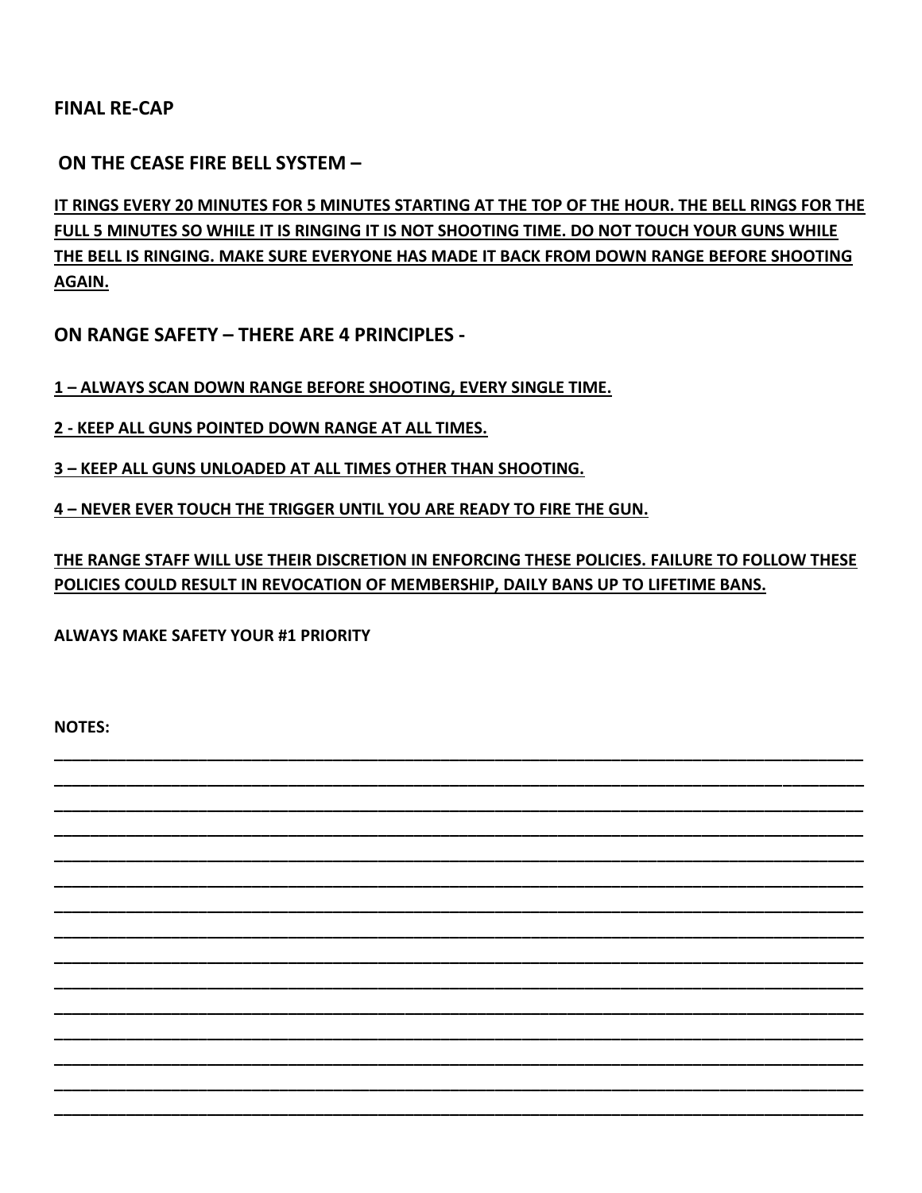**FINAL RE-CAP**

**ON THE CEASE FIRE BELL SYSTEM –**

**<u>IT RINGS EVERY 20 MINUTES FOR 5 MINUTES STARTING AT THE TOP OF THE HOUR. THE BELL RINGS FOR THE FULL 5 MINUTES SO WHILE IT IS RINGING IT IS NOT SHOOTING TIME. DO NOT TOUCH YOUR GUNS WHILE THE BELL IS RINGING. MAKE SURE EVERYONE HAS MADE IT BACK FROM DOWN RANGE BEFORE SHOOTING AGAIN.</u>**

**ON RANGE SAFETY – THERE ARE 4 PRINCIPLES -**

**<u>1 – ALWAYS SCAN DOWN RANGE BEFORE SHOOTING, EVERY SINGLE TIME.</u>**

**<u>2 - KEEP ALL GUNS POINTED DOWN RANGE AT ALL TIMES.</u>**

**<u>3 – KEEP ALL GUNS UNLOADED AT ALL TIMES OTHER THAN SHOOTING.</u>**

**<u>4 – NEVER EVER TOUCH THE TRIGGER UNTIL YOU ARE READY TO FIRE THE GUN.</u>**

**<u>THE RANGE STAFF WILL USE THEIR DISCRETION IN ENFORCING THESE POLICIES. FAILURE TO FOLLOW THESE POLICIES COULD RESULT IN REVOCATION OF MEMBERSHIP, DAILY BANS UP TO LIFETIME BANS.</u>**

**ALWAYS MAKE SAFETY YOUR #1 PRIORITY**

**NOTES:**

_______________________________________________________________________________

_______________________________________________________________________________

_______________________________________________________________________________

_______________________________________________________________________________

_______________________________________________________________________________

_______________________________________________________________________________

_______________________________________________________________________________

_______________________________________________________________________________

_______________________________________________________________________________

_______________________________________________________________________________

_______________________________________________________________________________

_______________________________________________________________________________

_______________________________________________________________________________

_______________________________________________________________________________

_______________________________________________________________________________